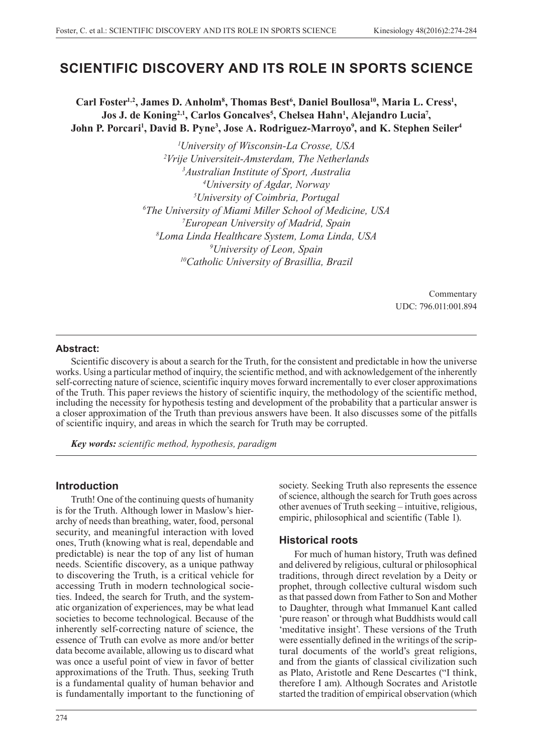# SCIENTIFIC DISCOVERY AND ITS ROLE IN SPORTS SCIENCE

**Carl Foster[1,2], James D. Anholm[8], Thomas Best[6], Daniel Boullosa[10], Maria L. Cress[1], Jos J. de Koning[2,1], Carlos Goncalves[5], Chelsea Hahn[1], Alejandro Lucia[7], John P. Porcari[1], David B. Pyne[3], Jose A. Rodriguez-Marroyo[9], and K. Stephen Seiler[4]**

*[1]University of Wisconsin-La Crosse, USA*
*[2]Vrije Universiteit-Amsterdam, The Netherlands*
*[3]Australian Institute of Sport, Australia*
*[4]University of Agdar, Norway*
*[5]University of Coimbria, Portugal*
*[6]The University of Miami Miller School of Medicine, USA*
*[7]European University of Madrid, Spain*
*[8]Loma Linda Healthcare System, Loma Linda, USA*
*[9]University of Leon, Spain*
*[10]Catholic University of Brasillia, Brazil*

Commentary
UDC: 796.011:001.894

**Abstract:**

Scientific discovery is about a search for the Truth, for the consistent and predictable in how the universe works. Using a particular method of inquiry, the scientific method, and with acknowledgement of the inherently self-correcting nature of science, scientific inquiry moves forward incrementally to ever closer approximations of the Truth. This paper reviews the history of scientific inquiry, the methodology of the scientific method, including the necessity for hypothesis testing and development of the probability that a particular answer is a closer approximation of the Truth than previous answers have been. It also discusses some of the pitfalls of scientific inquiry, and areas in which the search for Truth may be corrupted.

***Key words:** scientific method, hypothesis, paradigm*

## Introduction

Truth! One of the continuing quests of humanity is for the Truth. Although lower in Maslow's hierarchy of needs than breathing, water, food, personal security, and meaningful interaction with loved ones, Truth (knowing what is real, dependable and predictable) is near the top of any list of human needs. Scientific discovery, as a unique pathway to discovering the Truth, is a critical vehicle for accessing Truth in modern technological societies. Indeed, the search for Truth, and the systematic organization of experiences, may be what lead societies to become technological. Because of the inherently self-correcting nature of science, the essence of Truth can evolve as more and/or better data become available, allowing us to discard what was once a useful point of view in favor of better approximations of the Truth. Thus, seeking Truth is a fundamental quality of human behavior and is fundamentally important to the functioning of society. Seeking Truth also represents the essence of science, although the search for Truth goes across other avenues of Truth seeking – intuitive, religious, empiric, philosophical and scientific (Table 1).

## Historical roots

For much of human history, Truth was defined and delivered by religious, cultural or philosophical traditions, through direct revelation by a Deity or prophet, through collective cultural wisdom such as that passed down from Father to Son and Mother to Daughter, through what Immanuel Kant called 'pure reason' or through what Buddhists would call 'meditative insight'. These versions of the Truth were essentially defined in the writings of the scriptural documents of the world's great religions, and from the giants of classical civilization such as Plato, Aristotle and Rene Descartes ("I think, therefore I am). Although Socrates and Aristotle started the tradition of empirical observation (which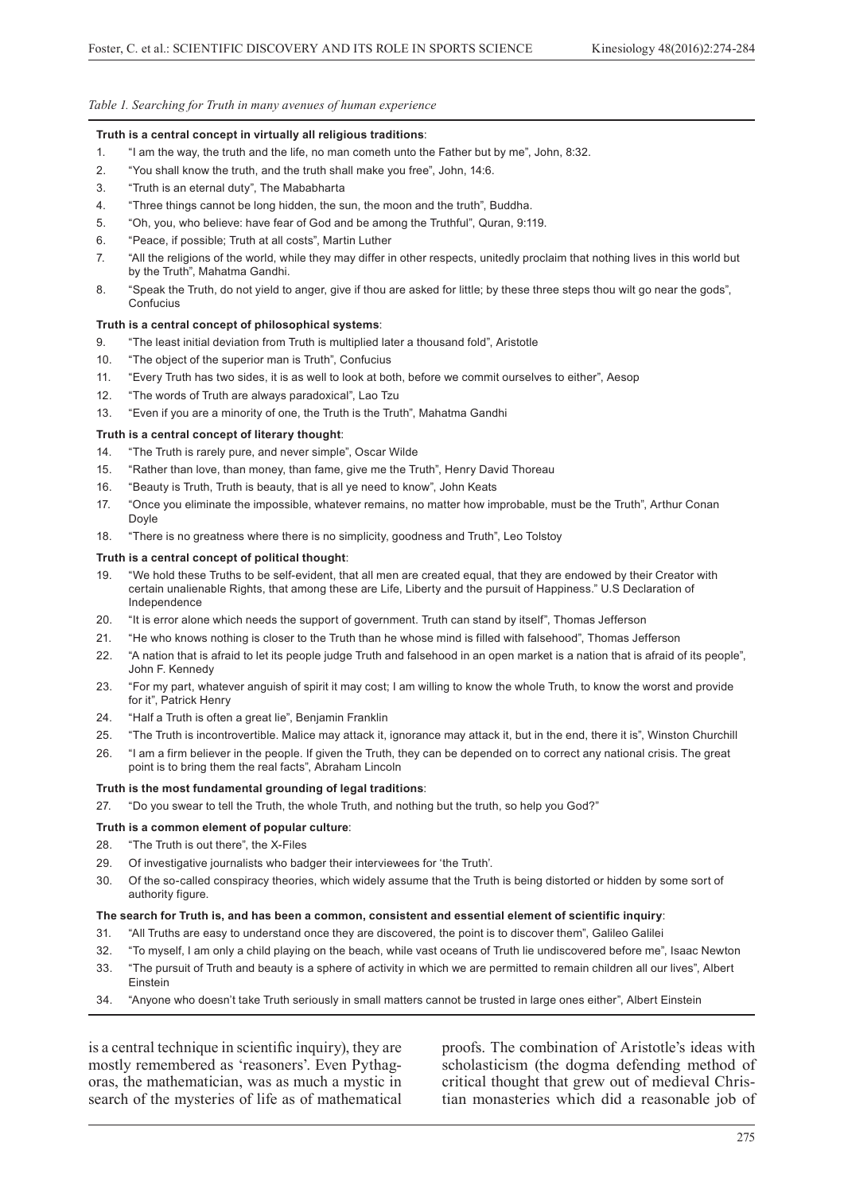*Table 1. Searching for Truth in many avenues of human experience*

**Truth is a central concept in virtually all religious traditions**:

1. "I am the way, the truth and the life, no man cometh unto the Father but by me", John, 8:32.
2. "You shall know the truth, and the truth shall make you free", John, 14:6.
3. "Truth is an eternal duty", The Mababharta
4. "Three things cannot be long hidden, the sun, the moon and the truth", Buddha.
5. "Oh, you, who believe: have fear of God and be among the Truthful", Quran, 9:119.
6. "Peace, if possible; Truth at all costs", Martin Luther
7. "All the religions of the world, while they may differ in other respects, unitedly proclaim that nothing lives in this world but by the Truth", Mahatma Gandhi.
8. "Speak the Truth, do not yield to anger, give if thou are asked for little; by these three steps thou wilt go near the gods", Confucius

**Truth is a central concept of philosophical systems**:

9. "The least initial deviation from Truth is multiplied later a thousand fold", Aristotle
10. "The object of the superior man is Truth", Confucius
11. "Every Truth has two sides, it is as well to look at both, before we commit ourselves to either", Aesop
12. "The words of Truth are always paradoxical", Lao Tzu
13. "Even if you are a minority of one, the Truth is the Truth", Mahatma Gandhi

**Truth is a central concept of literary thought**:

14. "The Truth is rarely pure, and never simple", Oscar Wilde
15. "Rather than love, than money, than fame, give me the Truth", Henry David Thoreau
16. "Beauty is Truth, Truth is beauty, that is all ye need to know", John Keats
17. "Once you eliminate the impossible, whatever remains, no matter how improbable, must be the Truth", Arthur Conan Doyle
18. "There is no greatness where there is no simplicity, goodness and Truth", Leo Tolstoy

**Truth is a central concept of political thought**:

19. "We hold these Truths to be self-evident, that all men are created equal, that they are endowed by their Creator with certain unalienable Rights, that among these are Life, Liberty and the pursuit of Happiness." U.S Declaration of Independence
20. "It is error alone which needs the support of government. Truth can stand by itself", Thomas Jefferson
21. "He who knows nothing is closer to the Truth than he whose mind is filled with falsehood", Thomas Jefferson
22. "A nation that is afraid to let its people judge Truth and falsehood in an open market is a nation that is afraid of its people", John F. Kennedy
23. "For my part, whatever anguish of spirit it may cost; I am willing to know the whole Truth, to know the worst and provide for it", Patrick Henry
24. "Half a Truth is often a great lie", Benjamin Franklin
25. "The Truth is incontrovertible. Malice may attack it, ignorance may attack it, but in the end, there it is", Winston Churchill
26. "I am a firm believer in the people. If given the Truth, they can be depended on to correct any national crisis. The great point is to bring them the real facts", Abraham Lincoln

**Truth is the most fundamental grounding of legal traditions**:

27. "Do you swear to tell the Truth, the whole Truth, and nothing but the truth, so help you God?"

**Truth is a common element of popular culture**:

28. "The Truth is out there", the X-Files
29. Of investigative journalists who badger their interviewees for 'the Truth'.
30. Of the so-called conspiracy theories, which widely assume that the Truth is being distorted or hidden by some sort of authority figure.

**The search for Truth is, and has been a common, consistent and essential element of scientific inquiry**:

31. "All Truths are easy to understand once they are discovered, the point is to discover them", Galileo Galilei
32. "To myself, I am only a child playing on the beach, while vast oceans of Truth lie undiscovered before me", Isaac Newton
33. "The pursuit of Truth and beauty is a sphere of activity in which we are permitted to remain children all our lives", Albert Einstein
34. "Anyone who doesn't take Truth seriously in small matters cannot be trusted in large ones either", Albert Einstein

is a central technique in scientific inquiry), they are mostly remembered as 'reasoners'. Even Pythagoras, the mathematician, was as much a mystic in search of the mysteries of life as of mathematical proofs. The combination of Aristotle's ideas with scholasticism (the dogma defending method of critical thought that grew out of medieval Christian monasteries which did a reasonable job of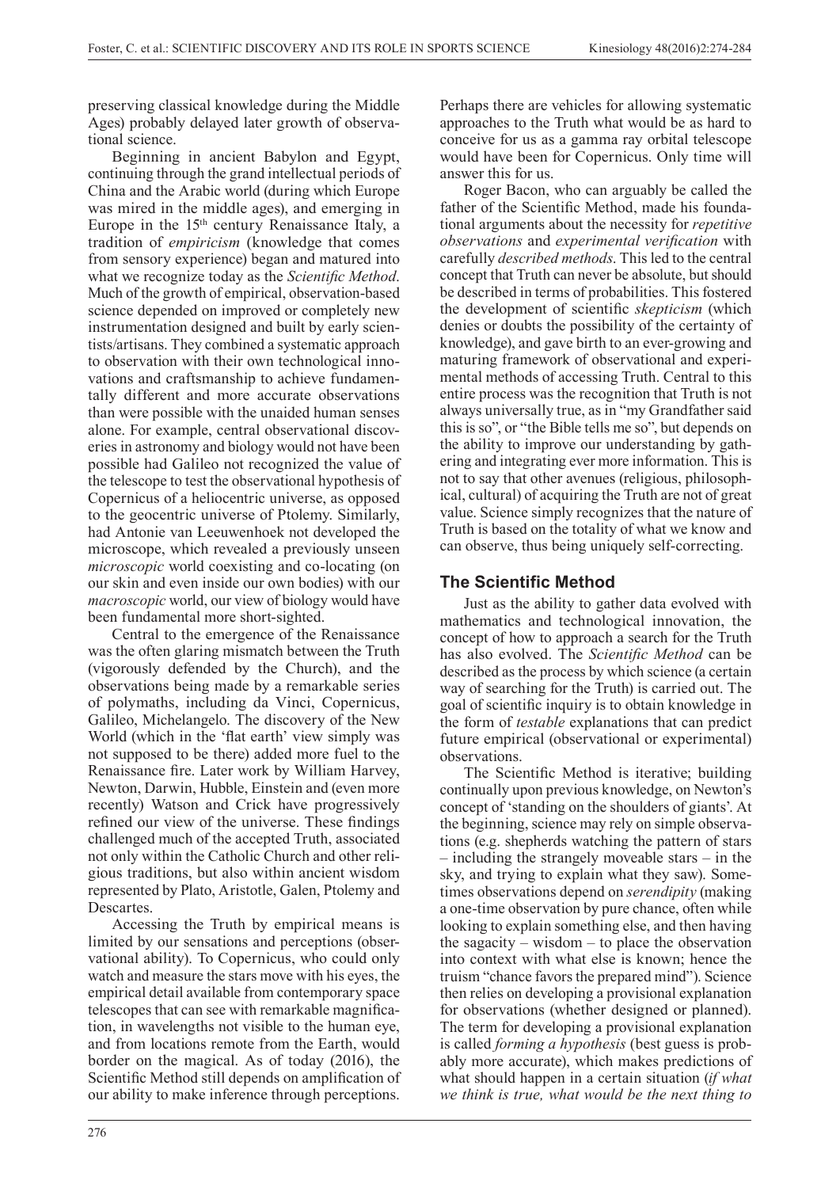preserving classical knowledge during the Middle Ages) probably delayed later growth of observational science.

Beginning in ancient Babylon and Egypt, continuing through the grand intellectual periods of China and the Arabic world (during which Europe was mired in the middle ages), and emerging in Europe in the 15th century Renaissance Italy, a tradition of *empiricism* (knowledge that comes from sensory experience) began and matured into what we recognize today as the *Scientific Method*. Much of the growth of empirical, observation-based science depended on improved or completely new instrumentation designed and built by early scientists/artisans. They combined a systematic approach to observation with their own technological innovations and craftsmanship to achieve fundamentally different and more accurate observations than were possible with the unaided human senses alone. For example, central observational discoveries in astronomy and biology would not have been possible had Galileo not recognized the value of the telescope to test the observational hypothesis of Copernicus of a heliocentric universe, as opposed to the geocentric universe of Ptolemy. Similarly, had Antonie van Leeuwenhoek not developed the microscope, which revealed a previously unseen *microscopic* world coexisting and co-locating (on our skin and even inside our own bodies) with our *macroscopic* world, our view of biology would have been fundamental more short-sighted.

Central to the emergence of the Renaissance was the often glaring mismatch between the Truth (vigorously defended by the Church), and the observations being made by a remarkable series of polymaths, including da Vinci, Copernicus, Galileo, Michelangelo. The discovery of the New World (which in the 'flat earth' view simply was not supposed to be there) added more fuel to the Renaissance fire. Later work by William Harvey, Newton, Darwin, Hubble, Einstein and (even more recently) Watson and Crick have progressively refined our view of the universe. These findings challenged much of the accepted Truth, associated not only within the Catholic Church and other religious traditions, but also within ancient wisdom represented by Plato, Aristotle, Galen, Ptolemy and Descartes.

Accessing the Truth by empirical means is limited by our sensations and perceptions (observational ability). To Copernicus, who could only watch and measure the stars move with his eyes, the empirical detail available from contemporary space telescopes that can see with remarkable magnification, in wavelengths not visible to the human eye, and from locations remote from the Earth, would border on the magical. As of today (2016), the Scientific Method still depends on amplification of our ability to make inference through perceptions. Perhaps there are vehicles for allowing systematic approaches to the Truth what would be as hard to conceive for us as a gamma ray orbital telescope would have been for Copernicus. Only time will answer this for us.

Roger Bacon, who can arguably be called the father of the Scientific Method, made his foundational arguments about the necessity for *repetitive observations* and *experimental verification* with carefully *described methods*. This led to the central concept that Truth can never be absolute, but should be described in terms of probabilities. This fostered the development of scientific *skepticism* (which denies or doubts the possibility of the certainty of knowledge), and gave birth to an ever-growing and maturing framework of observational and experimental methods of accessing Truth. Central to this entire process was the recognition that Truth is not always universally true, as in "my Grandfather said this is so", or "the Bible tells me so", but depends on the ability to improve our understanding by gathering and integrating ever more information. This is not to say that other avenues (religious, philosophical, cultural) of acquiring the Truth are not of great value. Science simply recognizes that the nature of Truth is based on the totality of what we know and can observe, thus being uniquely self-correcting.

## The Scientific Method

Just as the ability to gather data evolved with mathematics and technological innovation, the concept of how to approach a search for the Truth has also evolved. The *Scientific Method* can be described as the process by which science (a certain way of searching for the Truth) is carried out. The goal of scientific inquiry is to obtain knowledge in the form of *testable* explanations that can predict future empirical (observational or experimental) observations.

The Scientific Method is iterative; building continually upon previous knowledge, on Newton's concept of 'standing on the shoulders of giants'. At the beginning, science may rely on simple observations (e.g. shepherds watching the pattern of stars – including the strangely moveable stars – in the sky, and trying to explain what they saw). Sometimes observations depend on *serendipity* (making a one-time observation by pure chance, often while looking to explain something else, and then having the sagacity – wisdom – to place the observation into context with what else is known; hence the truism "chance favors the prepared mind"). Science then relies on developing a provisional explanation for observations (whether designed or planned). The term for developing a provisional explanation is called *forming a hypothesis* (best guess is probably more accurate), which makes predictions of what should happen in a certain situation (*if what we think is true, what would be the next thing to*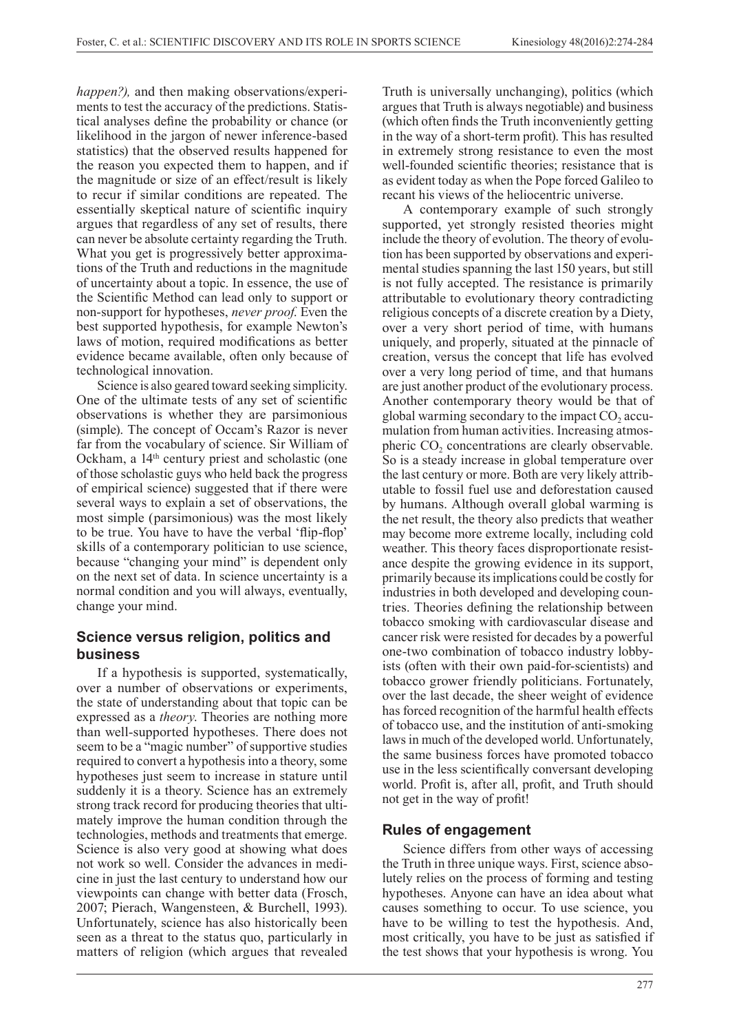*happen?),* and then making observations/experiments to test the accuracy of the predictions. Statistical analyses define the probability or chance (or likelihood in the jargon of newer inference-based statistics) that the observed results happened for the reason you expected them to happen, and if the magnitude or size of an effect/result is likely to recur if similar conditions are repeated. The essentially skeptical nature of scientific inquiry argues that regardless of any set of results, there can never be absolute certainty regarding the Truth. What you get is progressively better approximations of the Truth and reductions in the magnitude of uncertainty about a topic. In essence, the use of the Scientific Method can lead only to support or non-support for hypotheses, *never proof.* Even the best supported hypothesis, for example Newton's laws of motion, required modifications as better evidence became available, often only because of technological innovation.

Science is also geared toward seeking simplicity. One of the ultimate tests of any set of scientific observations is whether they are parsimonious (simple). The concept of Occam's Razor is never far from the vocabulary of science. Sir William of Ockham, a 14th century priest and scholastic (one of those scholastic guys who held back the progress of empirical science) suggested that if there were several ways to explain a set of observations, the most simple (parsimonious) was the most likely to be true. You have to have the verbal 'flip-flop' skills of a contemporary politician to use science, because "changing your mind" is dependent only on the next set of data. In science uncertainty is a normal condition and you will always, eventually, change your mind.

## Science versus religion, politics and business

If a hypothesis is supported, systematically, over a number of observations or experiments, the state of understanding about that topic can be expressed as a *theory*. Theories are nothing more than well-supported hypotheses. There does not seem to be a "magic number" of supportive studies required to convert a hypothesis into a theory, some hypotheses just seem to increase in stature until suddenly it is a theory. Science has an extremely strong track record for producing theories that ultimately improve the human condition through the technologies, methods and treatments that emerge. Science is also very good at showing what does not work so well. Consider the advances in medicine in just the last century to understand how our viewpoints can change with better data (Frosch, 2007; Pierach, Wangensteen, & Burchell, 1993). Unfortunately, science has also historically been seen as a threat to the status quo, particularly in matters of religion (which argues that revealed Truth is universally unchanging), politics (which argues that Truth is always negotiable) and business (which often finds the Truth inconveniently getting in the way of a short-term profit). This has resulted in extremely strong resistance to even the most well-founded scientific theories; resistance that is as evident today as when the Pope forced Galileo to recant his views of the heliocentric universe.

A contemporary example of such strongly supported, yet strongly resisted theories might include the theory of evolution. The theory of evolution has been supported by observations and experimental studies spanning the last 150 years, but still is not fully accepted. The resistance is primarily attributable to evolutionary theory contradicting religious concepts of a discrete creation by a Diety, over a very short period of time, with humans uniquely, and properly, situated at the pinnacle of creation, versus the concept that life has evolved over a very long period of time, and that humans are just another product of the evolutionary process. Another contemporary theory would be that of global warming secondary to the impact $CO_2$ accumulation from human activities. Increasing atmospheric $CO_2$ concentrations are clearly observable. So is a steady increase in global temperature over the last century or more. Both are very likely attributable to fossil fuel use and deforestation caused by humans. Although overall global warming is the net result, the theory also predicts that weather may become more extreme locally, including cold weather. This theory faces disproportionate resistance despite the growing evidence in its support, primarily because its implications could be costly for industries in both developed and developing countries. Theories defining the relationship between tobacco smoking with cardiovascular disease and cancer risk were resisted for decades by a powerful one-two combination of tobacco industry lobbyists (often with their own paid-for-scientists) and tobacco grower friendly politicians. Fortunately, over the last decade, the sheer weight of evidence has forced recognition of the harmful health effects of tobacco use, and the institution of anti-smoking laws in much of the developed world. Unfortunately, the same business forces have promoted tobacco use in the less scientifically conversant developing world. Profit is, after all, profit, and Truth should not get in the way of profit!

## Rules of engagement

Science differs from other ways of accessing the Truth in three unique ways. First, science absolutely relies on the process of forming and testing hypotheses. Anyone can have an idea about what causes something to occur. To use science, you have to be willing to test the hypothesis. And, most critically, you have to be just as satisfied if the test shows that your hypothesis is wrong. You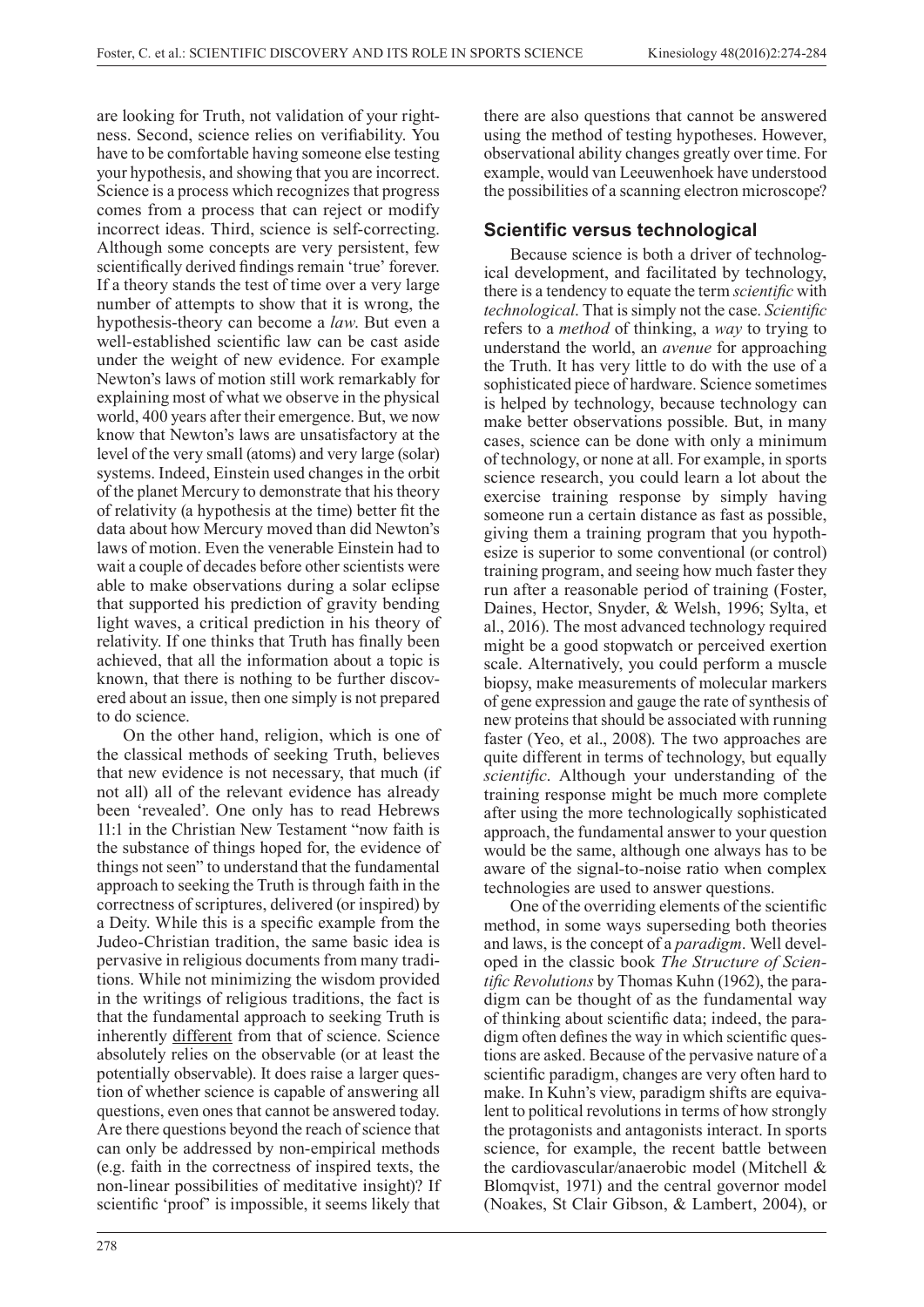are looking for Truth, not validation of your rightness. Second, science relies on verifiability. You have to be comfortable having someone else testing your hypothesis, and showing that you are incorrect. Science is a process which recognizes that progress comes from a process that can reject or modify incorrect ideas. Third, science is self-correcting. Although some concepts are very persistent, few scientifically derived findings remain 'true' forever. If a theory stands the test of time over a very large number of attempts to show that it is wrong, the hypothesis-theory can become a *law*. But even a well-established scientific law can be cast aside under the weight of new evidence. For example Newton's laws of motion still work remarkably for explaining most of what we observe in the physical world, 400 years after their emergence. But, we now know that Newton's laws are unsatisfactory at the level of the very small (atoms) and very large (solar) systems. Indeed, Einstein used changes in the orbit of the planet Mercury to demonstrate that his theory of relativity (a hypothesis at the time) better fit the data about how Mercury moved than did Newton's laws of motion. Even the venerable Einstein had to wait a couple of decades before other scientists were able to make observations during a solar eclipse that supported his prediction of gravity bending light waves, a critical prediction in his theory of relativity. If one thinks that Truth has finally been achieved, that all the information about a topic is known, that there is nothing to be further discovered about an issue, then one simply is not prepared to do science.

On the other hand, religion, which is one of the classical methods of seeking Truth, believes that new evidence is not necessary, that much (if not all) of the relevant evidence has already been 'revealed'. One only has to read Hebrews 11:1 in the Christian New Testament "now faith is the substance of things hoped for, the evidence of things not seen" to understand that the fundamental approach to seeking the Truth is through faith in the correctness of scriptures, delivered (or inspired) by a Deity. While this is a specific example from the Judeo-Christian tradition, the same basic idea is pervasive in religious documents from many traditions. While not minimizing the wisdom provided in the writings of religious traditions, the fact is that the fundamental approach to seeking Truth is inherently different from that of science. Science absolutely relies on the observable (or at least the potentially observable). It does raise a larger question of whether science is capable of answering all questions, even ones that cannot be answered today. Are there questions beyond the reach of science that can only be addressed by non-empirical methods (e.g. faith in the correctness of inspired texts, the non-linear possibilities of meditative insight)? If scientific 'proof' is impossible, it seems likely that there are also questions that cannot be answered using the method of testing hypotheses. However, observational ability changes greatly over time. For example, would van Leeuwenhoek have understood the possibilities of a scanning electron microscope?

## Scientific versus technological

Because science is both a driver of technological development, and facilitated by technology, there is a tendency to equate the term *scientific* with *technological*. That is simply not the case. *Scientific* refers to a *method* of thinking, a *way* to trying to understand the world, an *avenue* for approaching the Truth. It has very little to do with the use of a sophisticated piece of hardware. Science sometimes is helped by technology, because technology can make better observations possible. But, in many cases, science can be done with only a minimum of technology, or none at all. For example, in sports science research, you could learn a lot about the exercise training response by simply having someone run a certain distance as fast as possible, giving them a training program that you hypothesize is superior to some conventional (or control) training program, and seeing how much faster they run after a reasonable period of training (Foster, Daines, Hector, Snyder, & Welsh, 1996; Sylta, et al., 2016). The most advanced technology required might be a good stopwatch or perceived exertion scale. Alternatively, you could perform a muscle biopsy, make measurements of molecular markers of gene expression and gauge the rate of synthesis of new proteins that should be associated with running faster (Yeo, et al., 2008). The two approaches are quite different in terms of technology, but equally *scientific*. Although your understanding of the training response might be much more complete after using the more technologically sophisticated approach, the fundamental answer to your question would be the same, although one always has to be aware of the signal-to-noise ratio when complex technologies are used to answer questions.

One of the overriding elements of the scientific method, in some ways superseding both theories and laws, is the concept of a *paradigm*. Well developed in the classic book *The Structure of Scientific Revolutions* by Thomas Kuhn (1962), the paradigm can be thought of as the fundamental way of thinking about scientific data; indeed, the paradigm often defines the way in which scientific questions are asked. Because of the pervasive nature of a scientific paradigm, changes are very often hard to make. In Kuhn's view, paradigm shifts are equivalent to political revolutions in terms of how strongly the protagonists and antagonists interact. In sports science, for example, the recent battle between the cardiovascular/anaerobic model (Mitchell & Blomqvist, 1971) and the central governor model (Noakes, St Clair Gibson, & Lambert, 2004), or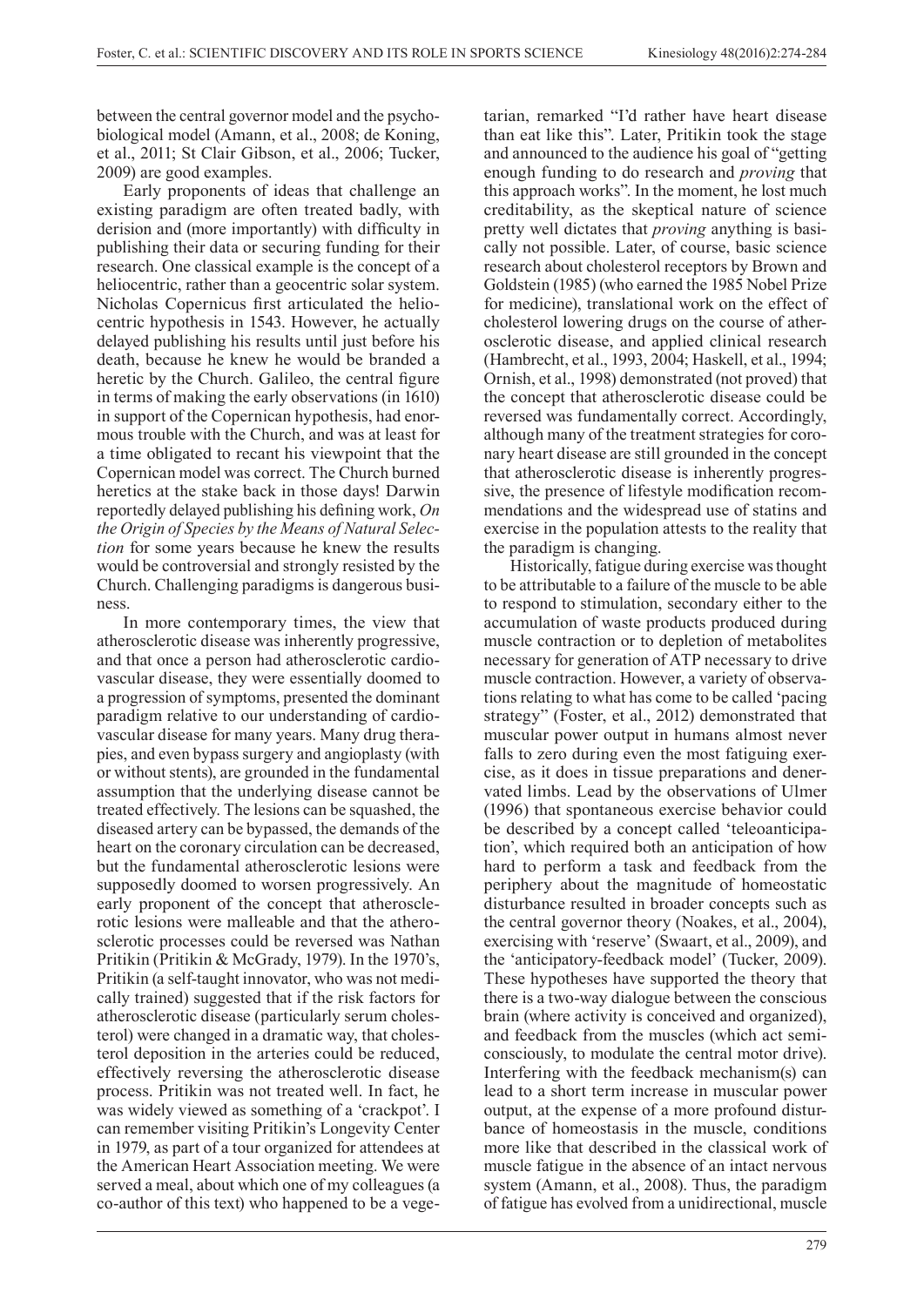between the central governor model and the psychobiological model (Amann, et al., 2008; de Koning, et al., 2011; St Clair Gibson, et al., 2006; Tucker, 2009) are good examples.

Early proponents of ideas that challenge an existing paradigm are often treated badly, with derision and (more importantly) with difficulty in publishing their data or securing funding for their research. One classical example is the concept of a heliocentric, rather than a geocentric solar system. Nicholas Copernicus first articulated the heliocentric hypothesis in 1543. However, he actually delayed publishing his results until just before his death, because he knew he would be branded a heretic by the Church. Galileo, the central figure in terms of making the early observations (in 1610) in support of the Copernican hypothesis, had enormous trouble with the Church, and was at least for a time obligated to recant his viewpoint that the Copernican model was correct. The Church burned heretics at the stake back in those days! Darwin reportedly delayed publishing his defining work, *On the Origin of Species by the Means of Natural Selection* for some years because he knew the results would be controversial and strongly resisted by the Church. Challenging paradigms is dangerous business.

In more contemporary times, the view that atherosclerotic disease was inherently progressive, and that once a person had atherosclerotic cardiovascular disease, they were essentially doomed to a progression of symptoms, presented the dominant paradigm relative to our understanding of cardiovascular disease for many years. Many drug therapies, and even bypass surgery and angioplasty (with or without stents), are grounded in the fundamental assumption that the underlying disease cannot be treated effectively. The lesions can be squashed, the diseased artery can be bypassed, the demands of the heart on the coronary circulation can be decreased, but the fundamental atherosclerotic lesions were supposedly doomed to worsen progressively. An early proponent of the concept that atherosclerotic lesions were malleable and that the atherosclerotic processes could be reversed was Nathan Pritikin (Pritikin & McGrady, 1979). In the 1970's, Pritikin (a self-taught innovator, who was not medically trained) suggested that if the risk factors for atherosclerotic disease (particularly serum cholesterol) were changed in a dramatic way, that cholesterol deposition in the arteries could be reduced, effectively reversing the atherosclerotic disease process. Pritikin was not treated well. In fact, he was widely viewed as something of a 'crackpot'. I can remember visiting Pritikin's Longevity Center in 1979, as part of a tour organized for attendees at the American Heart Association meeting. We were served a meal, about which one of my colleagues (a co-author of this text) who happened to be a vegetarian, remarked "I'd rather have heart disease than eat like this". Later, Pritikin took the stage and announced to the audience his goal of "getting enough funding to do research and *proving* that this approach works". In the moment, he lost much creditability, as the skeptical nature of science pretty well dictates that *proving* anything is basically not possible. Later, of course, basic science research about cholesterol receptors by Brown and Goldstein (1985) (who earned the 1985 Nobel Prize for medicine), translational work on the effect of cholesterol lowering drugs on the course of atherosclerotic disease, and applied clinical research (Hambrecht, et al., 1993, 2004; Haskell, et al., 1994; Ornish, et al., 1998) demonstrated (not proved) that the concept that atherosclerotic disease could be reversed was fundamentally correct. Accordingly, although many of the treatment strategies for coronary heart disease are still grounded in the concept that atherosclerotic disease is inherently progressive, the presence of lifestyle modification recommendations and the widespread use of statins and exercise in the population attests to the reality that the paradigm is changing.

Historically, fatigue during exercise was thought to be attributable to a failure of the muscle to be able to respond to stimulation, secondary either to the accumulation of waste products produced during muscle contraction or to depletion of metabolites necessary for generation of ATP necessary to drive muscle contraction. However, a variety of observations relating to what has come to be called 'pacing strategy" (Foster, et al., 2012) demonstrated that muscular power output in humans almost never falls to zero during even the most fatiguing exercise, as it does in tissue preparations and denervated limbs. Lead by the observations of Ulmer (1996) that spontaneous exercise behavior could be described by a concept called 'teleoanticipation', which required both an anticipation of how hard to perform a task and feedback from the periphery about the magnitude of homeostatic disturbance resulted in broader concepts such as the central governor theory (Noakes, et al., 2004), exercising with 'reserve' (Swaart, et al., 2009), and the 'anticipatory-feedback model' (Tucker, 2009). These hypotheses have supported the theory that there is a two-way dialogue between the conscious brain (where activity is conceived and organized), and feedback from the muscles (which act semi-consciously, to modulate the central motor drive). Interfering with the feedback mechanism(s) can lead to a short term increase in muscular power output, at the expense of a more profound disturbance of homeostasis in the muscle, conditions more like that described in the classical work of muscle fatigue in the absence of an intact nervous system (Amann, et al., 2008). Thus, the paradigm of fatigue has evolved from a unidirectional, muscle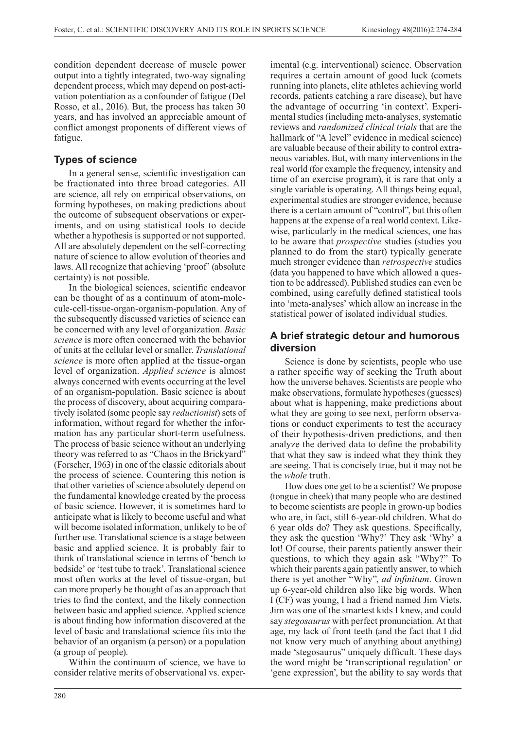condition dependent decrease of muscle power output into a tightly integrated, two-way signaling dependent process, which may depend on post-activation potentiation as a confounder of fatigue (Del Rosso, et al., 2016). But, the process has taken 30 years, and has involved an appreciable amount of conflict amongst proponents of different views of fatigue.

## Types of science

In a general sense, scientific investigation can be fractionated into three broad categories. All are science, all rely on empirical observations, on forming hypotheses, on making predictions about the outcome of subsequent observations or experiments, and on using statistical tools to decide whether a hypothesis is supported or not supported. All are absolutely dependent on the self-correcting nature of science to allow evolution of theories and laws. All recognize that achieving 'proof' (absolute certainty) is not possible.

In the biological sciences, scientific endeavor can be thought of as a continuum of atom-molecule-cell-tissue-organ-organism-population. Any of the subsequently discussed varieties of science can be concerned with any level of organization. *Basic science* is more often concerned with the behavior of units at the cellular level or smaller. *Translational science* is more often applied at the tissue-organ level of organization. *Applied science* is almost always concerned with events occurring at the level of an organism-population. Basic science is about the process of discovery, about acquiring comparatively isolated (some people say *reductionist*) sets of information, without regard for whether the information has any particular short-term usefulness. The process of basic science without an underlying theory was referred to as "Chaos in the Brickyard" (Forscher, 1963) in one of the classic editorials about the process of science. Countering this notion is that other varieties of science absolutely depend on the fundamental knowledge created by the process of basic science. However, it is sometimes hard to anticipate what is likely to become useful and what will become isolated information, unlikely to be of further use. Translational science is a stage between basic and applied science. It is probably fair to think of translational science in terms of 'bench to bedside' or 'test tube to track'. Translational science most often works at the level of tissue-organ, but can more properly be thought of as an approach that tries to find the context, and the likely connection between basic and applied science. Applied science is about finding how information discovered at the level of basic and translational science fits into the behavior of an organism (a person) or a population (a group of people).

Within the continuum of science, we have to consider relative merits of observational vs. experimental (e.g. interventional) science. Observation requires a certain amount of good luck (comets running into planets, elite athletes achieving world records, patients catching a rare disease), but have the advantage of occurring 'in context'. Experimental studies (including meta-analyses, systematic reviews and *randomized clinical trials* that are the hallmark of "A level" evidence in medical science) are valuable because of their ability to control extraneous variables. But, with many interventions in the real world (for example the frequency, intensity and time of an exercise program), it is rare that only a single variable is operating. All things being equal, experimental studies are stronger evidence, because there is a certain amount of "control", but this often happens at the expense of a real world context. Likewise, particularly in the medical sciences, one has to be aware that *prospective* studies (studies you planned to do from the start) typically generate much stronger evidence than *retrospective* studies (data you happened to have which allowed a question to be addressed). Published studies can even be combined, using carefully defined statistical tools into 'meta-analyses' which allow an increase in the statistical power of isolated individual studies.

## A brief strategic detour and humorous diversion

Science is done by scientists, people who use a rather specific way of seeking the Truth about how the universe behaves. Scientists are people who make observations, formulate hypotheses (guesses) about what is happening, make predictions about what they are going to see next, perform observations or conduct experiments to test the accuracy of their hypothesis-driven predictions, and then analyze the derived data to define the probability that what they saw is indeed what they think they are seeing. That is concisely true, but it may not be the *whole* truth.

How does one get to be a scientist? We propose (tongue in cheek) that many people who are destined to become scientists are people in grown-up bodies who are, in fact, still 6-year-old children. What do 6 year olds do? They ask questions. Specifically, they ask the question 'Why?' They ask 'Why' a lot! Of course, their parents patiently answer their questions, to which they again ask "Why?" To which their parents again patiently answer, to which there is yet another "Why", *ad infinitum*. Grown up 6-year-old children also like big words. When I (CF) was young, I had a friend named Jim Viets. Jim was one of the smartest kids I knew, and could say *stegosaurus* with perfect pronunciation. At that age, my lack of front teeth (and the fact that I did not know very much of anything about anything) made 'stegosaurus" uniquely difficult. These days the word might be 'transcriptional regulation' or 'gene expression', but the ability to say words that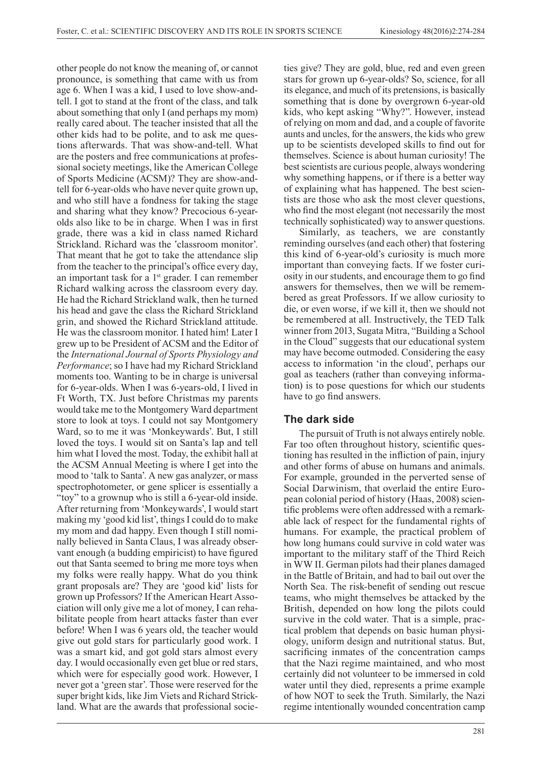other people do not know the meaning of, or cannot pronounce, is something that came with us from age 6. When I was a kid, I used to love show-and-tell. I got to stand at the front of the class, and talk about something that only I (and perhaps my mom) really cared about. The teacher insisted that all the other kids had to be polite, and to ask me questions afterwards. That was show-and-tell. What are the posters and free communications at professional society meetings, like the American College of Sports Medicine (ACSM)? They are show-and-tell for 6-year-olds who have never quite grown up, and who still have a fondness for taking the stage and sharing what they know? Precocious 6-year-olds also like to be in charge. When I was in first grade, there was a kid in class named Richard Strickland. Richard was the ˝classroom monitor'. That meant that he got to take the attendance slip from the teacher to the principal's office every day, an important task for a 1st grader. I can remember Richard walking across the classroom every day. He had the Richard Strickland walk, then he turned his head and gave the class the Richard Strickland grin, and showed the Richard Strickland attitude. He was the classroom monitor. I hated him! Later I grew up to be President of ACSM and the Editor of the *International Journal of Sports Physiology and Performance*; so I have had my Richard Strickland moments too. Wanting to be in charge is universal for 6-year-olds. When I was 6-years-old, I lived in Ft Worth, TX. Just before Christmas my parents would take me to the Montgomery Ward department store to look at toys. I could not say Montgomery Ward, so to me it was 'Monkeywards'. But, I still loved the toys. I would sit on Santa's lap and tell him what I loved the most. Today, the exhibit hall at the ACSM Annual Meeting is where I get into the mood to 'talk to Santa'. A new gas analyzer, or mass spectrophotometer, or gene splicer is essentially a "toy" to a grownup who is still a 6-year-old inside. After returning from 'Monkeywards', I would start making my 'good kid list', things I could do to make my mom and dad happy. Even though I still nominally believed in Santa Claus, I was already observant enough (a budding empiricist) to have figured out that Santa seemed to bring me more toys when my folks were really happy. What do you think grant proposals are? They are 'good kid' lists for grown up Professors? If the American Heart Association will only give me a lot of money, I can rehabilitate people from heart attacks faster than ever before! When I was 6 years old, the teacher would give out gold stars for particularly good work. I was a smart kid, and got gold stars almost every day. I would occasionally even get blue or red stars, which were for especially good work. However, I never got a 'green star'. Those were reserved for the super bright kids, like Jim Viets and Richard Strickland. What are the awards that professional societies give? They are gold, blue, red and even green stars for grown up 6-year-olds? So, science, for all its elegance, and much of its pretensions, is basically something that is done by overgrown 6-year-old kids, who kept asking "Why?". However, instead of relying on mom and dad, and a couple of favorite aunts and uncles, for the answers, the kids who grew up to be scientists developed skills to find out for themselves. Science is about human curiosity! The best scientists are curious people, always wondering why something happens, or if there is a better way of explaining what has happened. The best scientists are those who ask the most clever questions, who find the most elegant (not necessarily the most technically sophisticated) way to answer questions.

Similarly, as teachers, we are constantly reminding ourselves (and each other) that fostering this kind of 6-year-old's curiosity is much more important than conveying facts. If we foster curiosity in our students, and encourage them to go find answers for themselves, then we will be remembered as great Professors. If we allow curiosity to die, or even worse, if we kill it, then we should not be remembered at all. Instructively, the TED Talk winner from 2013, Sugata Mitra, "Building a School in the Cloud" suggests that our educational system may have become outmoded. Considering the easy access to information 'in the cloud', perhaps our goal as teachers (rather than conveying information) is to pose questions for which our students have to go find answers.

## The dark side

The pursuit of Truth is not always entirely noble. Far too often throughout history, scientific questioning has resulted in the infliction of pain, injury and other forms of abuse on humans and animals. For example, grounded in the perverted sense of Social Darwinism, that overlaid the entire European colonial period of history (Haas, 2008) scientific problems were often addressed with a remarkable lack of respect for the fundamental rights of humans. For example, the practical problem of how long humans could survive in cold water was important to the military staff of the Third Reich in WW II. German pilots had their planes damaged in the Battle of Britain, and had to bail out over the North Sea. The risk-benefit of sending out rescue teams, who might themselves be attacked by the British, depended on how long the pilots could survive in the cold water. That is a simple, practical problem that depends on basic human physiology, uniform design and nutritional status. But, sacrificing inmates of the concentration camps that the Nazi regime maintained, and who most certainly did not volunteer to be immersed in cold water until they died, represents a prime example of how NOT to seek the Truth. Similarly, the Nazi regime intentionally wounded concentration camp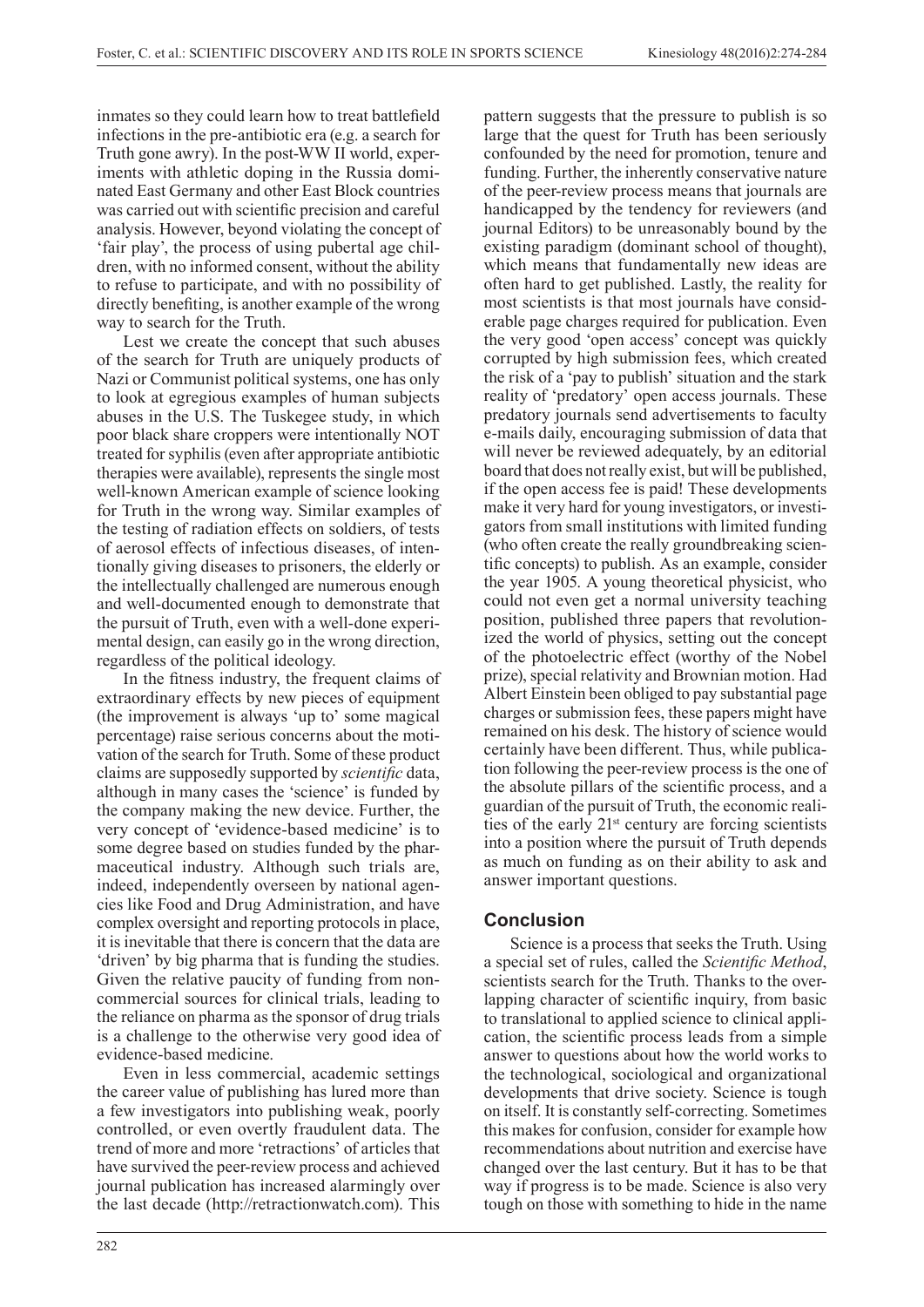inmates so they could learn how to treat battlefield infections in the pre-antibiotic era (e.g. a search for Truth gone awry). In the post-WW II world, experiments with athletic doping in the Russia dominated East Germany and other East Block countries was carried out with scientific precision and careful analysis. However, beyond violating the concept of 'fair play', the process of using pubertal age children, with no informed consent, without the ability to refuse to participate, and with no possibility of directly benefiting, is another example of the wrong way to search for the Truth.

Lest we create the concept that such abuses of the search for Truth are uniquely products of Nazi or Communist political systems, one has only to look at egregious examples of human subjects abuses in the U.S. The Tuskegee study, in which poor black share croppers were intentionally NOT treated for syphilis (even after appropriate antibiotic therapies were available), represents the single most well-known American example of science looking for Truth in the wrong way. Similar examples of the testing of radiation effects on soldiers, of tests of aerosol effects of infectious diseases, of intentionally giving diseases to prisoners, the elderly or the intellectually challenged are numerous enough and well-documented enough to demonstrate that the pursuit of Truth, even with a well-done experimental design, can easily go in the wrong direction, regardless of the political ideology.

In the fitness industry, the frequent claims of extraordinary effects by new pieces of equipment (the improvement is always 'up to' some magical percentage) raise serious concerns about the motivation of the search for Truth. Some of these product claims are supposedly supported by *scientific* data, although in many cases the 'science' is funded by the company making the new device. Further, the very concept of 'evidence-based medicine' is to some degree based on studies funded by the pharmaceutical industry. Although such trials are, indeed, independently overseen by national agencies like Food and Drug Administration, and have complex oversight and reporting protocols in place, it is inevitable that there is concern that the data are 'driven' by big pharma that is funding the studies. Given the relative paucity of funding from non-commercial sources for clinical trials, leading to the reliance on pharma as the sponsor of drug trials is a challenge to the otherwise very good idea of evidence-based medicine.

Even in less commercial, academic settings the career value of publishing has lured more than a few investigators into publishing weak, poorly controlled, or even overtly fraudulent data. The trend of more and more 'retractions' of articles that have survived the peer-review process and achieved journal publication has increased alarmingly over the last decade (http://retractionwatch.com). This pattern suggests that the pressure to publish is so large that the quest for Truth has been seriously confounded by the need for promotion, tenure and funding. Further, the inherently conservative nature of the peer-review process means that journals are handicapped by the tendency for reviewers (and journal Editors) to be unreasonably bound by the existing paradigm (dominant school of thought), which means that fundamentally new ideas are often hard to get published. Lastly, the reality for most scientists is that most journals have considerable page charges required for publication. Even the very good 'open access' concept was quickly corrupted by high submission fees, which created the risk of a 'pay to publish' situation and the stark reality of 'predatory' open access journals. These predatory journals send advertisements to faculty e-mails daily, encouraging submission of data that will never be reviewed adequately, by an editorial board that does not really exist, but will be published, if the open access fee is paid! These developments make it very hard for young investigators, or investigators from small institutions with limited funding (who often create the really groundbreaking scientific concepts) to publish. As an example, consider the year 1905. A young theoretical physicist, who could not even get a normal university teaching position, published three papers that revolutionized the world of physics, setting out the concept of the photoelectric effect (worthy of the Nobel prize), special relativity and Brownian motion. Had Albert Einstein been obliged to pay substantial page charges or submission fees, these papers might have remained on his desk. The history of science would certainly have been different. Thus, while publication following the peer-review process is the one of the absolute pillars of the scientific process, and a guardian of the pursuit of Truth, the economic realities of the early 21st century are forcing scientists into a position where the pursuit of Truth depends as much on funding as on their ability to ask and answer important questions.

## Conclusion

Science is a process that seeks the Truth. Using a special set of rules, called the *Scientific Method*, scientists search for the Truth. Thanks to the overlapping character of scientific inquiry, from basic to translational to applied science to clinical application, the scientific process leads from a simple answer to questions about how the world works to the technological, sociological and organizational developments that drive society. Science is tough on itself. It is constantly self-correcting. Sometimes this makes for confusion, consider for example how recommendations about nutrition and exercise have changed over the last century. But it has to be that way if progress is to be made. Science is also very tough on those with something to hide in the name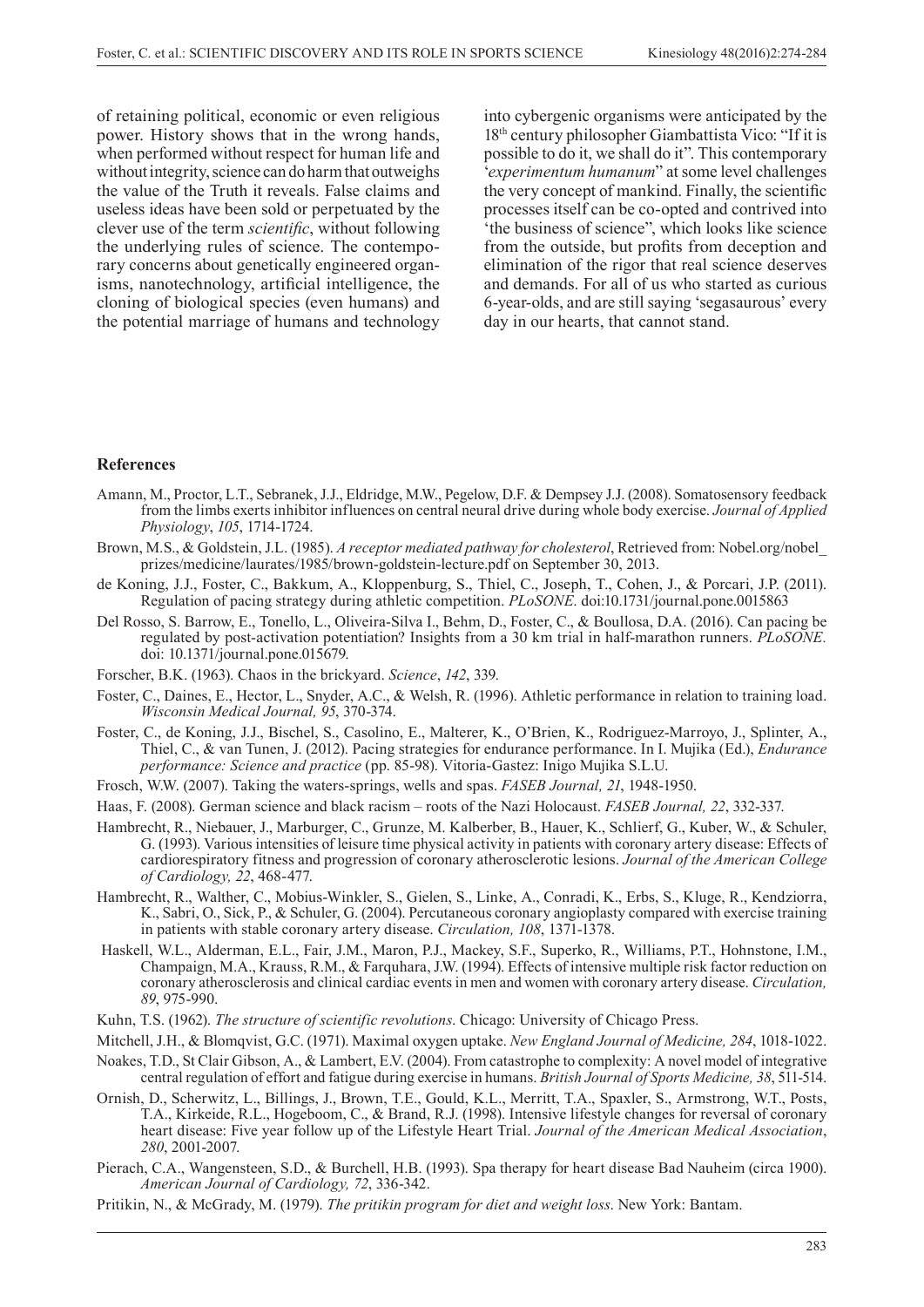of retaining political, economic or even religious power. History shows that in the wrong hands, when performed without respect for human life and without integrity, science can do harm that outweighs the value of the Truth it reveals. False claims and useless ideas have been sold or perpetuated by the clever use of the term *scientific*, without following the underlying rules of science. The contemporary concerns about genetically engineered organisms, nanotechnology, artificial intelligence, the cloning of biological species (even humans) and the potential marriage of humans and technology into cybergenic organisms were anticipated by the 18th century philosopher Giambattista Vico: "If it is possible to do it, we shall do it". This contemporary '*experimentum humanum*" at some level challenges the very concept of mankind. Finally, the scientific processes itself can be co-opted and contrived into 'the business of science", which looks like science from the outside, but profits from deception and elimination of the rigor that real science deserves and demands. For all of us who started as curious 6-year-olds, and are still saying 'segasaurous' every day in our hearts, that cannot stand.

## References

Amann, M., Proctor, L.T., Sebranek, J.J., Eldridge, M.W., Pegelow, D.F. & Dempsey J.J. (2008). Somatosensory feedback from the limbs exerts inhibitor influences on central neural drive during whole body exercise. *Journal of Applied Physiology*, *105*, 1714-1724.

Brown, M.S., & Goldstein, J.L. (1985). *A receptor mediated pathway for cholesterol*, Retrieved from: Nobel.org/nobel_prizes/medicine/laurates/1985/brown-goldstein-lecture.pdf on September 30, 2013.

de Koning, J.J., Foster, C., Bakkum, A., Kloppenburg, S., Thiel, C., Joseph, T., Cohen, J., & Porcari, J.P. (2011). Regulation of pacing strategy during athletic competition. *PLoSONE*. doi:10.1731/journal.pone.0015863

Del Rosso, S. Barrow, E., Tonello, L., Oliveira-Silva I., Behm, D., Foster, C., & Boullosa, D.A. (2016). Can pacing be regulated by post-activation potentiation? Insights from a 30 km trial in half-marathon runners. *PLoSONE*. doi: 10.1371/journal.pone.015679.

Forscher, B.K. (1963). Chaos in the brickyard. *Science*, *142*, 339.

Foster, C., Daines, E., Hector, L., Snyder, A.C., & Welsh, R. (1996). Athletic performance in relation to training load. *Wisconsin Medical Journal, 95*, 370-374.

Foster, C., de Koning, J.J., Bischel, S., Casolino, E., Malterer, K., O'Brien, K., Rodriguez-Marroyo, J., Splinter, A., Thiel, C., & van Tunen, J. (2012). Pacing strategies for endurance performance. In I. Mujika (Ed.), *Endurance performance: Science and practice* (pp. 85-98). Vitoria-Gastez: Inigo Mujika S.L.U.

Frosch, W.W. (2007). Taking the waters-springs, wells and spas. *FASEB Journal, 21*, 1948-1950.

Haas, F. (2008). German science and black racism – roots of the Nazi Holocaust. *FASEB Journal, 22*, 332-337.

Hambrecht, R., Niebauer, J., Marburger, C., Grunze, M. Kalberber, B., Hauer, K., Schlierf, G., Kuber, W., & Schuler, G. (1993). Various intensities of leisure time physical activity in patients with coronary artery disease: Effects of cardiorespiratory fitness and progression of coronary atherosclerotic lesions. *Journal of the American College of Cardiology, 22*, 468-477.

Hambrecht, R., Walther, C., Mobius-Winkler, S., Gielen, S., Linke, A., Conradi, K., Erbs, S., Kluge, R., Kendziorra, K., Sabri, O., Sick, P., & Schuler, G. (2004). Percutaneous coronary angioplasty compared with exercise training in patients with stable coronary artery disease. *Circulation, 108*, 1371-1378.

Haskell, W.L., Alderman, E.L., Fair, J.M., Maron, P.J., Mackey, S.F., Superko, R., Williams, P.T., Hohnstone, I.M., Champaign, M.A., Krauss, R.M., & Farquhara, J.W. (1994). Effects of intensive multiple risk factor reduction on coronary atherosclerosis and clinical cardiac events in men and women with coronary artery disease. *Circulation, 89*, 975-990.

Kuhn, T.S. (1962). *The structure of scientific revolutions*. Chicago: University of Chicago Press.

Mitchell, J.H., & Blomqvist, G.C. (1971). Maximal oxygen uptake. *New England Journal of Medicine, 284*, 1018-1022.

Noakes, T.D., St Clair Gibson, A., & Lambert, E.V. (2004). From catastrophe to complexity: A novel model of integrative central regulation of effort and fatigue during exercise in humans. *British Journal of Sports Medicine, 38*, 511-514.

Ornish, D., Scherwitz, L., Billings, J., Brown, T.E., Gould, K.L., Merritt, T.A., Spaxler, S., Armstrong, W.T., Posts, T.A., Kirkeide, R.L., Hogeboom, C., & Brand, R.J. (1998). Intensive lifestyle changes for reversal of coronary heart disease: Five year follow up of the Lifestyle Heart Trial. *Journal of the American Medical Association*, *280*, 2001-2007.

Pierach, C.A., Wangensteen, S.D., & Burchell, H.B. (1993). Spa therapy for heart disease Bad Nauheim (circa 1900). *American Journal of Cardiology, 72*, 336-342.

Pritikin, N., & McGrady, M. (1979). *The pritikin program for diet and weight loss*. New York: Bantam.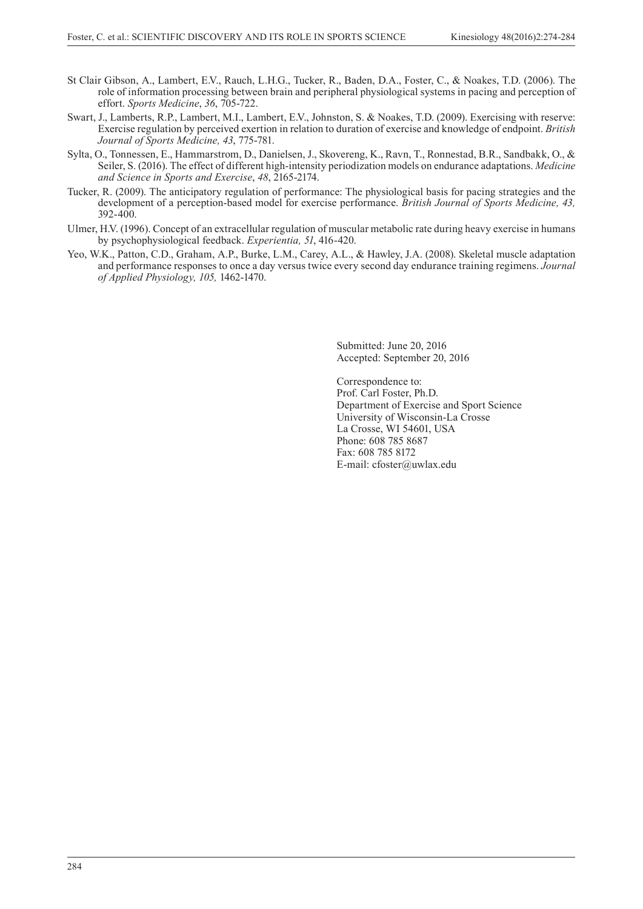St Clair Gibson, A., Lambert, E.V., Rauch, L.H.G., Tucker, R., Baden, D.A., Foster, C., & Noakes, T.D. (2006). The role of information processing between brain and peripheral physiological systems in pacing and perception of effort. *Sports Medicine*, *36*, 705-722.

Swart, J., Lamberts, R.P., Lambert, M.I., Lambert, E.V., Johnston, S. & Noakes, T.D. (2009). Exercising with reserve: Exercise regulation by perceived exertion in relation to duration of exercise and knowledge of endpoint. *British Journal of Sports Medicine, 43*, 775-781.

Sylta, O., Tonnessen, E., Hammarstrom, D., Danielsen, J., Skovereng, K., Ravn, T., Ronnestad, B.R., Sandbakk, O., & Seiler, S. (2016). The effect of different high-intensity periodization models on endurance adaptations. *Medicine and Science in Sports and Exercise*, *48*, 2165-2174.

Tucker, R. (2009). The anticipatory regulation of performance: The physiological basis for pacing strategies and the development of a perception-based model for exercise performance. *British Journal of Sports Medicine, 43,* 392-400.

Ulmer, H.V. (1996). Concept of an extracellular regulation of muscular metabolic rate during heavy exercise in humans by psychophysiological feedback. *Experientia, 51*, 416-420.

Yeo, W.K., Patton, C.D., Graham, A.P., Burke, L.M., Carey, A.L., & Hawley, J.A. (2008). Skeletal muscle adaptation and performance responses to once a day versus twice every second day endurance training regimens. *Journal of Applied Physiology, 105,* 1462-1470.

Submitted: June 20, 2016
Accepted: September 20, 2016

Correspondence to:
Prof. Carl Foster, Ph.D.
Department of Exercise and Sport Science
University of Wisconsin-La Crosse
La Crosse, WI 54601, USA
Phone: 608 785 8687
Fax: 608 785 8172
E-mail: cfoster@uwlax.edu